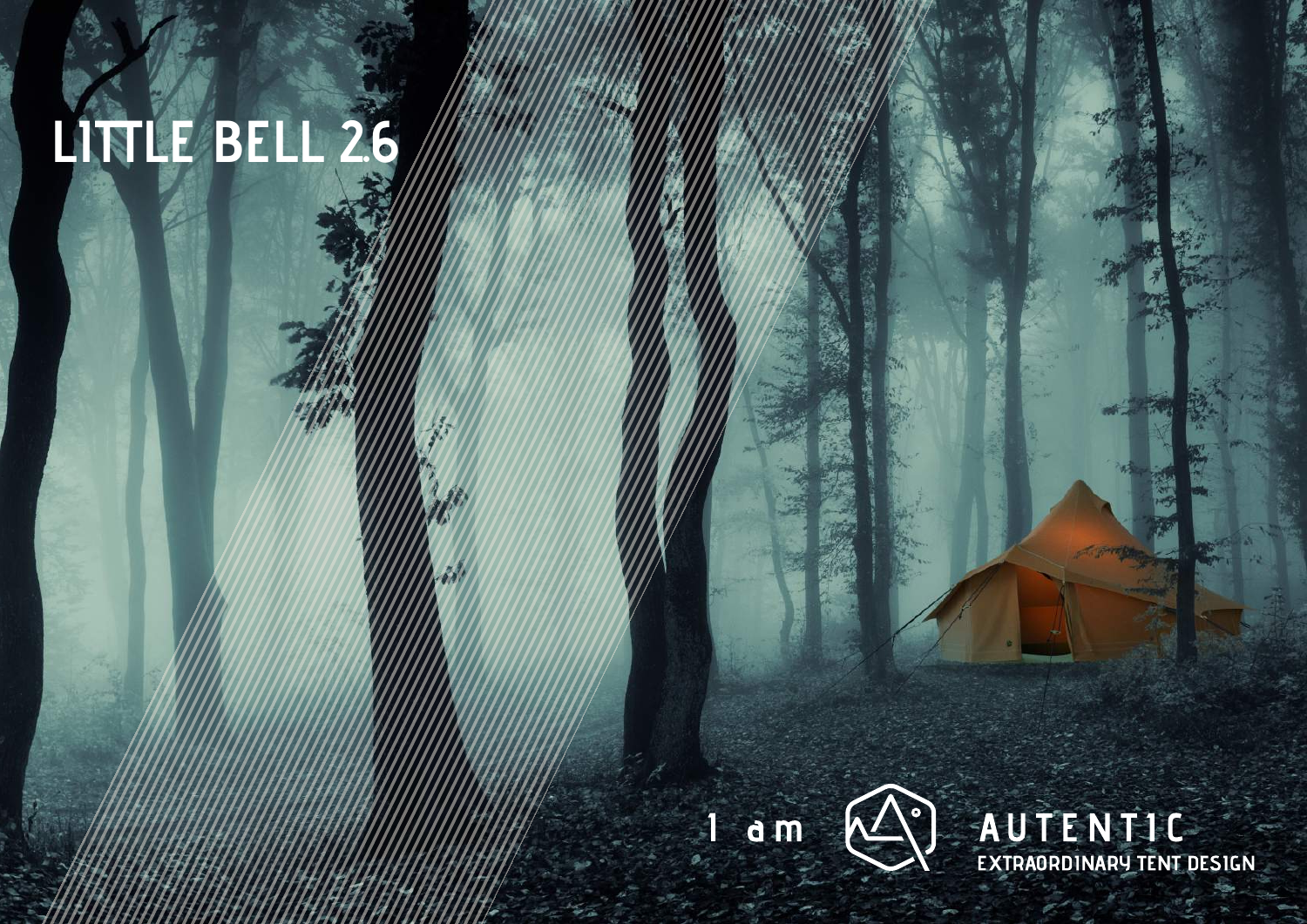# LITTLE BELL 2.6

1 am

AUTENTIC

EXTRAORDINARY TENT DESIGN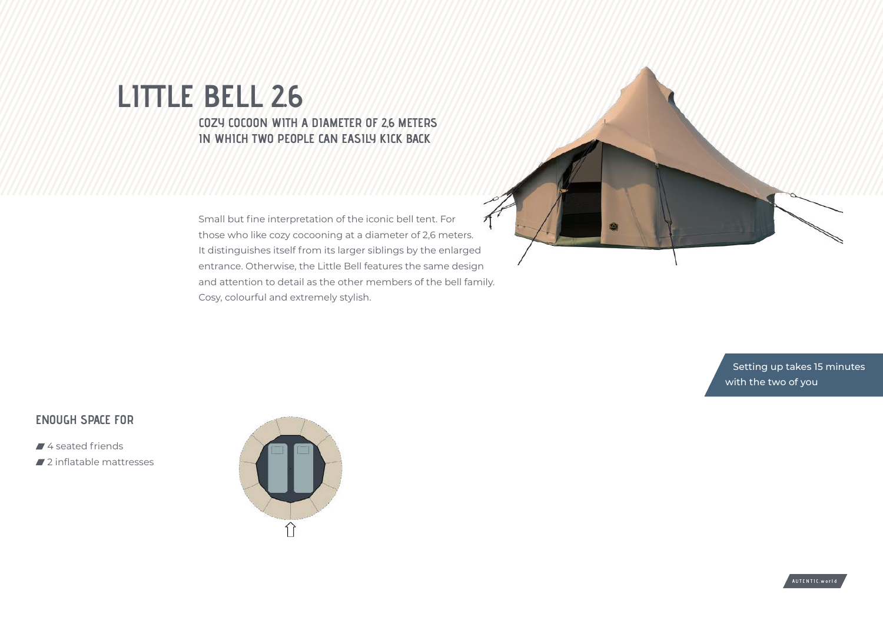# LITTLE BELL 2.6

### COZY COCOON WITH A DIAMETER OF 2,6 METERS IN WHICH TWO PEOPLE CAN EASILY KICK BACK

Small but fine interpretation of the iconic bell tent. For those who like cozy cocooning at a diameter of 2,6 meters. It distinguishes itself from its larger siblings by the enlarged entrance. Otherwise, the Little Bell features the same design and attention to detail as the other members of the bell family. Cosy, colourful and extremely stylish.

Setting up takes 15 minutes with the two of you

## ENOUGH SPACE FOR

- 4 seated friends
- 2 inflatable mattresses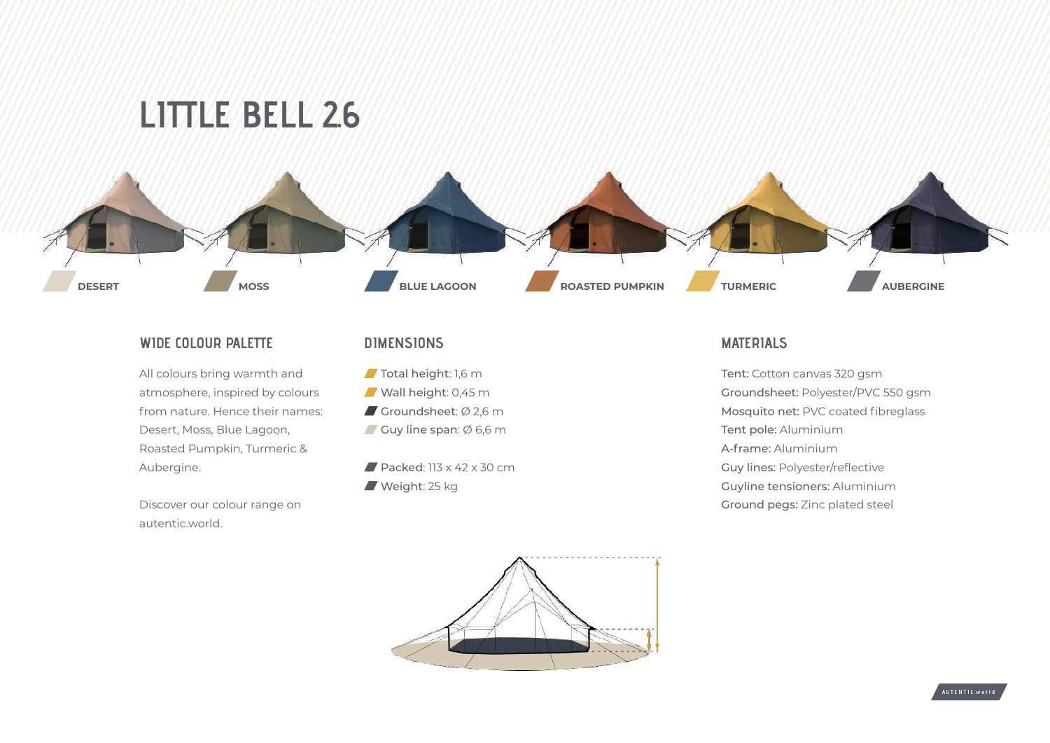# LITTLE BELL 2.6

DESERT MOSS BLUE LAGOON ROASTED PUMPKIN TURMERIC AUBERGINE

## WIDE COLOUR PALETTE

All colours bring warmth and atmosphere, inspired by colours from nature. Hence their names: Desert, Moss, Blue Lagoon, Roasted Pumpkin, Turmeric & Aubergine.

Discover our colour range on autentic.world.

## DIMENSIONS

- Total height: 1,6 m
- Wall height: 0,45 m
- Groundsheet: Ø 2,6 m
- Guy line span: Ø 6,6 m

- Packed: 113 x 42 x 30 cm
- Weight: 25 kg

## MATERIALS

**Tent:** Cotton canvas 320 gsm
**Groundsheet:** Polyester/PVC 550 gsm
**Mosquito net:** PVC coated fibreglass
**Tent pole:** Aluminium
**A-frame:** Aluminium
**Guy lines:** Polyester/reflective
**Guyline tensioners:** Aluminium
**Ground pegs:** Zinc plated steel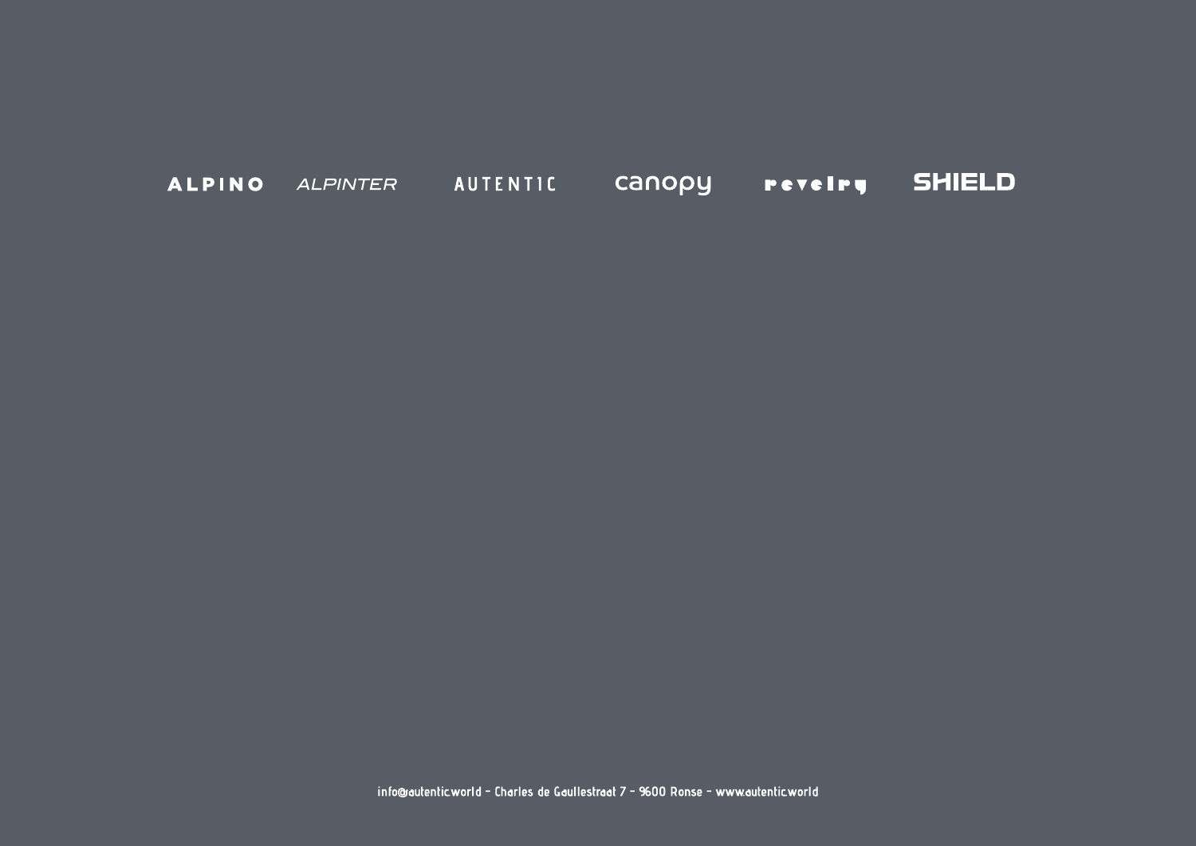ALPINO ALPINTER AUTENTIC canopy revelry SHIELD

info@autentic.world - Charles de Gaullestraat 7 - 9600 Ronse - www.autentic.world